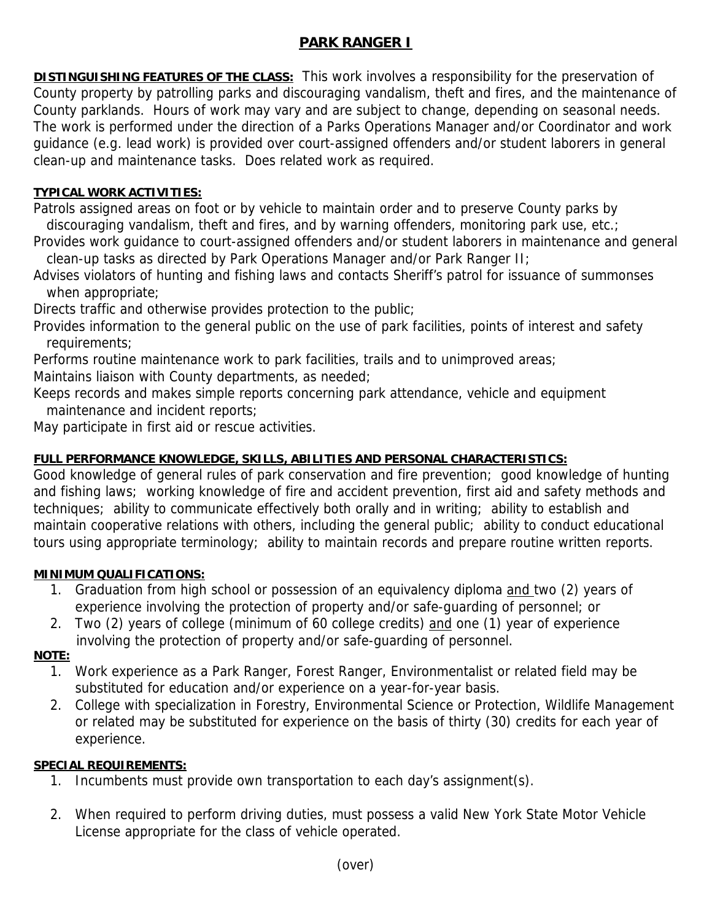# PARK RANGER I

**DISTINGUISHING FEATURES OF THE CLASS:** This work involves a responsibility for the preservation of County property by patrolling parks and discouraging vandalism, theft and fires, and the maintenance of County parklands. Hours of work may vary and are subject to change, depending on seasonal needs. The work is performed under the direction of a Parks Operations Manager and/or Coordinator and work guidance (e.g. lead work) is provided over court-assigned offenders and/or student laborers in general clean-up and maintenance tasks. Does related work as required.

**TYPICAL WORK ACTIVITIES:**

Patrols assigned areas on foot or by vehicle to maintain order and to preserve County parks by discouraging vandalism, theft and fires, and by warning offenders, monitoring park use, etc.;

Provides work guidance to court-assigned offenders and/or student laborers in maintenance and general clean-up tasks as directed by Park Operations Manager and/or Park Ranger II;

Advises violators of hunting and fishing laws and contacts Sheriff's patrol for issuance of summonses when appropriate;

Directs traffic and otherwise provides protection to the public;

Provides information to the general public on the use of park facilities, points of interest and safety requirements;

Performs routine maintenance work to park facilities, trails and to unimproved areas;

Maintains liaison with County departments, as needed;

Keeps records and makes simple reports concerning park attendance, vehicle and equipment maintenance and incident reports;

May participate in first aid or rescue activities.

**FULL PERFORMANCE KNOWLEDGE, SKILLS, ABILITIES AND PERSONAL CHARACTERISTICS:**

Good knowledge of general rules of park conservation and fire prevention; good knowledge of hunting and fishing laws; working knowledge of fire and accident prevention, first aid and safety methods and techniques; ability to communicate effectively both orally and in writing; ability to establish and maintain cooperative relations with others, including the general public; ability to conduct educational tours using appropriate terminology; ability to maintain records and prepare routine written reports.

**MINIMUM QUALIFICATIONS:**

1. Graduation from high school or possession of an equivalency diploma and two (2) years of experience involving the protection of property and/or safe-guarding of personnel; or
2. Two (2) years of college (minimum of 60 college credits) and one (1) year of experience involving the protection of property and/or safe-guarding of personnel.

**NOTE:**

1. Work experience as a Park Ranger, Forest Ranger, Environmentalist or related field may be substituted for education and/or experience on a year-for-year basis.
2. College with specialization in Forestry, Environmental Science or Protection, Wildlife Management or related may be substituted for experience on the basis of thirty (30) credits for each year of experience.

**SPECIAL REQUIREMENTS:**

1. Incumbents must provide own transportation to each day's assignment(s).
2. When required to perform driving duties, must possess a valid New York State Motor Vehicle License appropriate for the class of vehicle operated.

(over)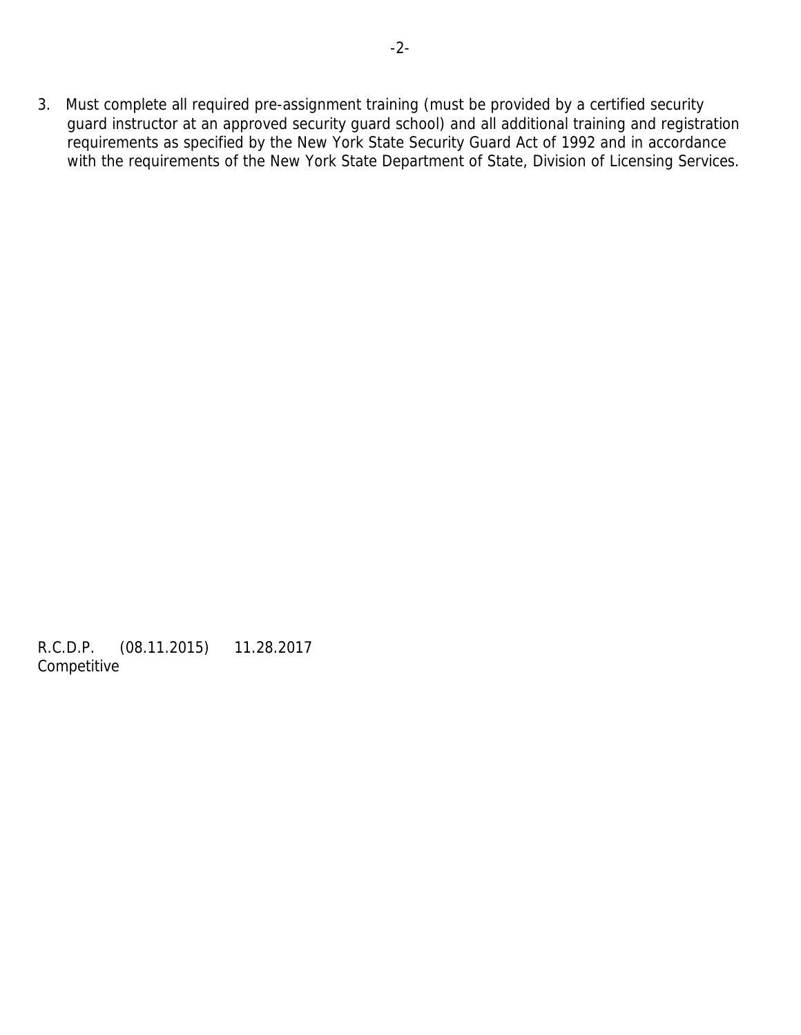3. Must complete all required pre-assignment training (must be provided by a certified security guard instructor at an approved security guard school) and all additional training and registration requirements as specified by the New York State Security Guard Act of 1992 and in accordance with the requirements of the New York State Department of State, Division of Licensing Services.

R.C.D.P. (08.11.2015) 11.28.2017
Competitive